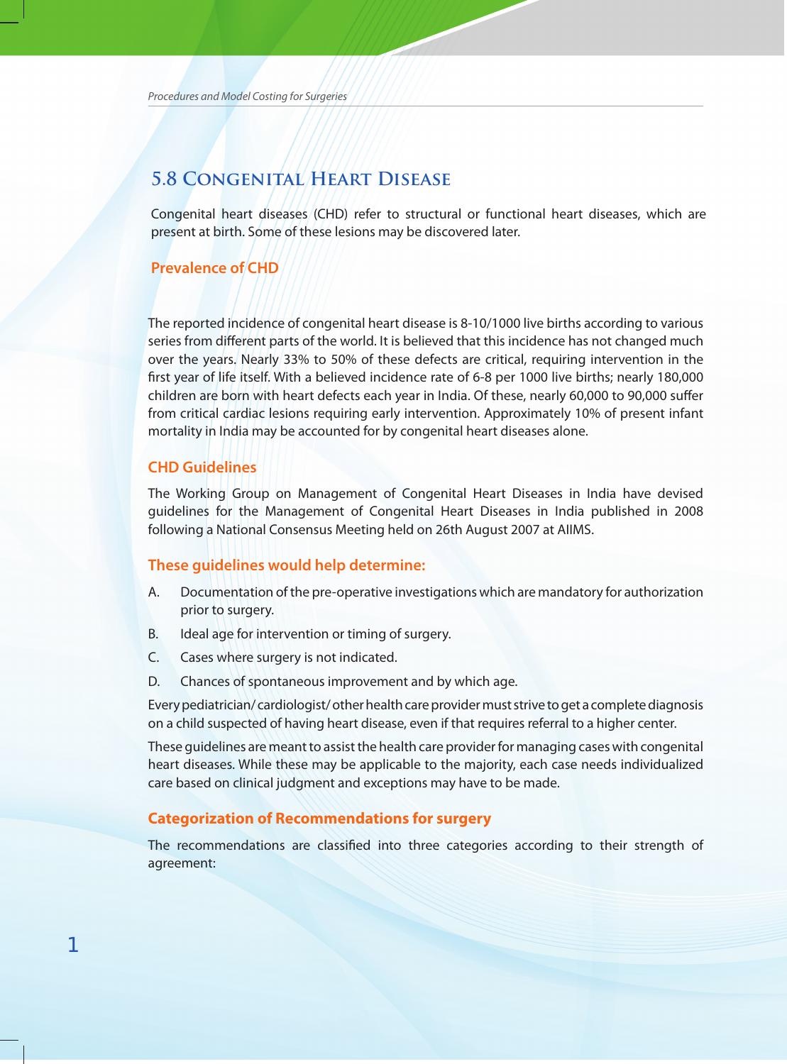## 5.8 Congenital Heart Disease

Congenital heart diseases (CHD) refer to structural or functional heart diseases, which are present at birth. Some of these lesions may be discovered later.

### Prevalence of CHD

The reported incidence of congenital heart disease is 8-10/1000 live births according to various series from different parts of the world. It is believed that this incidence has not changed much over the years. Nearly 33% to 50% of these defects are critical, requiring intervention in the first year of life itself. With a believed incidence rate of 6-8 per 1000 live births; nearly 180,000 children are born with heart defects each year in India. Of these, nearly 60,000 to 90,000 suffer from critical cardiac lesions requiring early intervention. Approximately 10% of present infant mortality in India may be accounted for by congenital heart diseases alone.

### CHD Guidelines

The Working Group on Management of Congenital Heart Diseases in India have devised guidelines for the Management of Congenital Heart Diseases in India published in 2008 following a National Consensus Meeting held on 26th August 2007 at AIIMS.

### These guidelines would help determine:

A. Documentation of the pre-operative investigations which are mandatory for authorization prior to surgery.

B. Ideal age for intervention or timing of surgery.

C. Cases where surgery is not indicated.

D. Chances of spontaneous improvement and by which age.

Every pediatrician/ cardiologist/ other health care provider must strive to get a complete diagnosis on a child suspected of having heart disease, even if that requires referral to a higher center.

These guidelines are meant to assist the health care provider for managing cases with congenital heart diseases. While these may be applicable to the majority, each case needs individualized care based on clinical judgment and exceptions may have to be made.

### Categorization of Recommendations for surgery

The recommendations are classified into three categories according to their strength of agreement: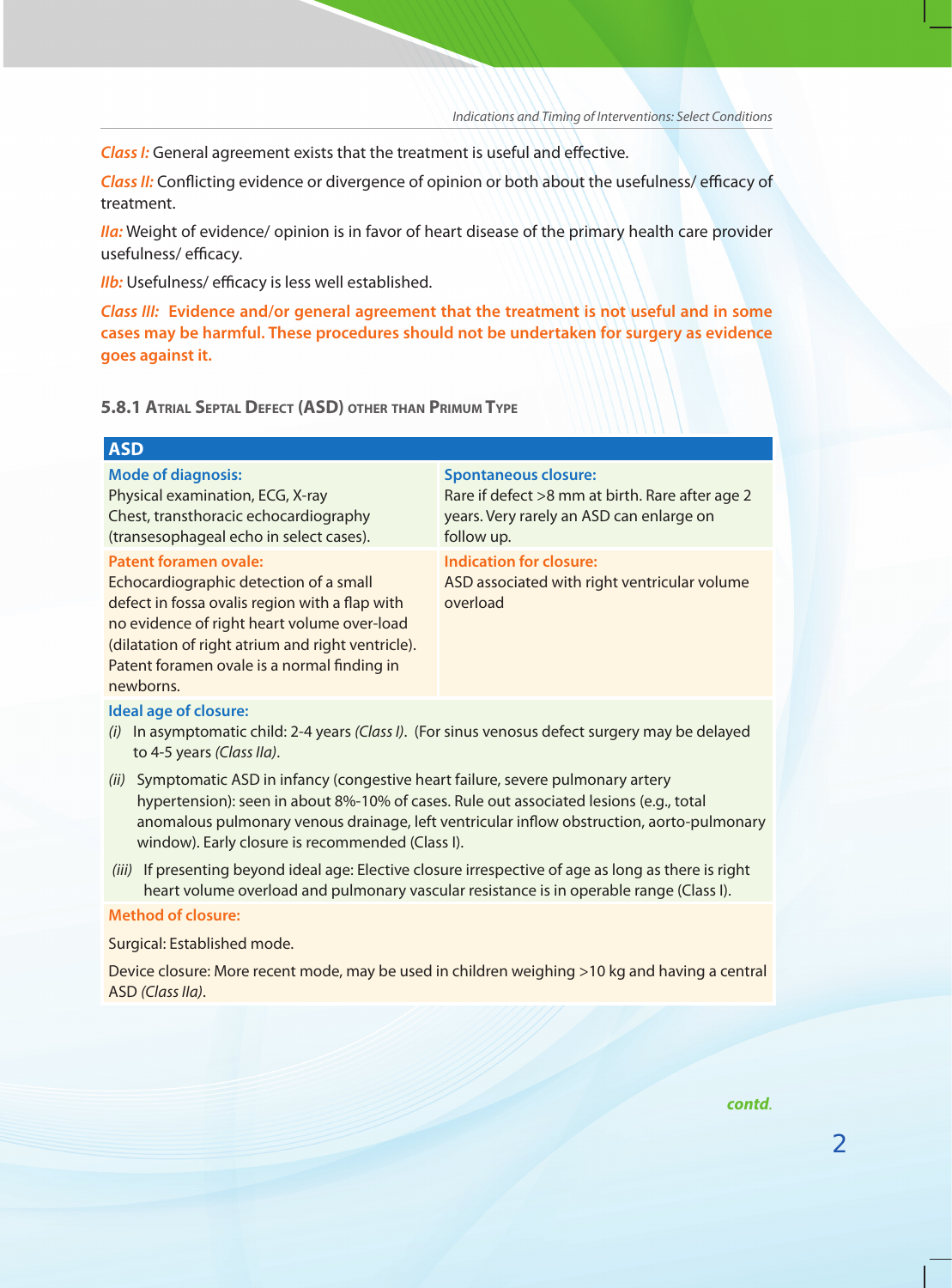*Class I:* General agreement exists that the treatment is useful and effective.

*Class II:* Conflicting evidence or divergence of opinion or both about the usefulness/ efficacy of treatment.

*IIa:* Weight of evidence/ opinion is in favor of heart disease of the primary health care provider usefulness/ efficacy.

*IIb:* Usefulness/ efficacy is less well established.

**Class III: Evidence and/or general agreement that the treatment is not useful and in some cases may be harmful. These procedures should not be undertaken for surgery as evidence goes against it.**

### 5.8.1 Atrial Septal Defect (ASD) other than Primum Type

| ASD | |
|---|---|
| **Mode of diagnosis:**<br>Physical examination, ECG, X-ray Chest, transthoracic echocardiography (transesophageal echo in select cases). | **Spontaneous closure:**<br>Rare if defect >8 mm at birth. Rare after age 2 years. Very rarely an ASD can enlarge on follow up. |
| **Patent foramen ovale:**<br>Echocardiographic detection of a small defect in fossa ovalis region with a flap with no evidence of right heart volume over-load (dilatation of right atrium and right ventricle). Patent foramen ovale is a normal finding in newborns. | **Indication for closure:**<br>ASD associated with right ventricular volume overload |
| **Ideal age of closure:**<br>*(i)* In asymptomatic child: 2-4 years *(Class I)*. (For sinus venosus defect surgery may be delayed to 4-5 years *(Class IIa)*.<br>*(ii)* Symptomatic ASD in infancy (congestive heart failure, severe pulmonary artery hypertension): seen in about 8%-10% of cases. Rule out associated lesions (e.g., total anomalous pulmonary venous drainage, left ventricular inflow obstruction, aorto-pulmonary window). Early closure is recommended (Class I).<br>*(iii)* If presenting beyond ideal age: Elective closure irrespective of age as long as there is right heart volume overload and pulmonary vascular resistance is in operable range (Class I). | |
| **Method of closure:**<br>Surgical: Established mode.<br>Device closure: More recent mode, may be used in children weighing >10 kg and having a central ASD *(Class IIa)*. | |

*contd.*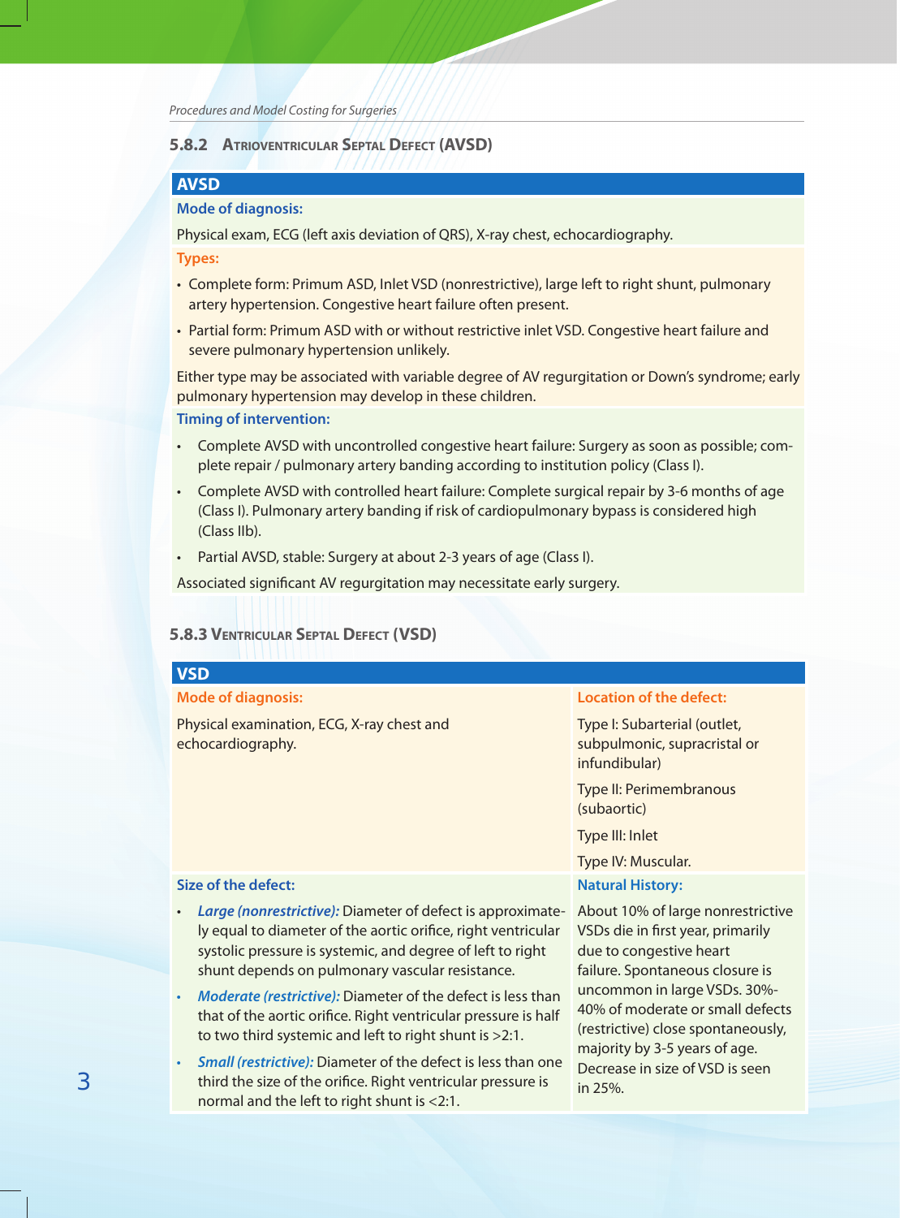### 5.8.2 Atrioventricular Septal Defect (AVSD)

**AVSD**

**Mode of diagnosis:**

Physical exam, ECG (left axis deviation of QRS), X-ray chest, echocardiography.

**Types:**

- Complete form: Primum ASD, Inlet VSD (nonrestrictive), large left to right shunt, pulmonary artery hypertension. Congestive heart failure often present.
- Partial form: Primum ASD with or without restrictive inlet VSD. Congestive heart failure and severe pulmonary hypertension unlikely.

Either type may be associated with variable degree of AV regurgitation or Down's syndrome; early pulmonary hypertension may develop in these children.

**Timing of intervention:**

- Complete AVSD with uncontrolled congestive heart failure: Surgery as soon as possible; complete repair / pulmonary artery banding according to institution policy (Class I).
- Complete AVSD with controlled heart failure: Complete surgical repair by 3-6 months of age (Class I). Pulmonary artery banding if risk of cardiopulmonary bypass is considered high (Class IIb).
- Partial AVSD, stable: Surgery at about 2-3 years of age (Class I).

Associated significant AV regurgitation may necessitate early surgery.

### 5.8.3 Ventricular Septal Defect (VSD)

**VSD**

**Mode of diagnosis:**

Physical examination, ECG, X-ray chest and echocardiography.

**Location of the defect:**

Type I: Subarterial (outlet, subpulmonic, supracristal or infundibular)

Type II: Perimembranous (subaortic)

Type III: Inlet

Type IV: Muscular.

**Size of the defect:**

- ***Large (nonrestrictive):*** Diameter of defect is approximately equal to diameter of the aortic orifice, right ventricular systolic pressure is systemic, and degree of left to right shunt depends on pulmonary vascular resistance.
- ***Moderate (restrictive):*** Diameter of the defect is less than that of the aortic orifice. Right ventricular pressure is half to two third systemic and left to right shunt is >2:1.
- ***Small (restrictive):*** Diameter of the defect is less than one third the size of the orifice. Right ventricular pressure is normal and the left to right shunt is <2:1.

**Natural History:**

About 10% of large nonrestrictive VSDs die in first year, primarily due to congestive heart failure. Spontaneous closure is uncommon in large VSDs. 30%-40% of moderate or small defects (restrictive) close spontaneously, majority by 3-5 years of age. Decrease in size of VSD is seen in 25%.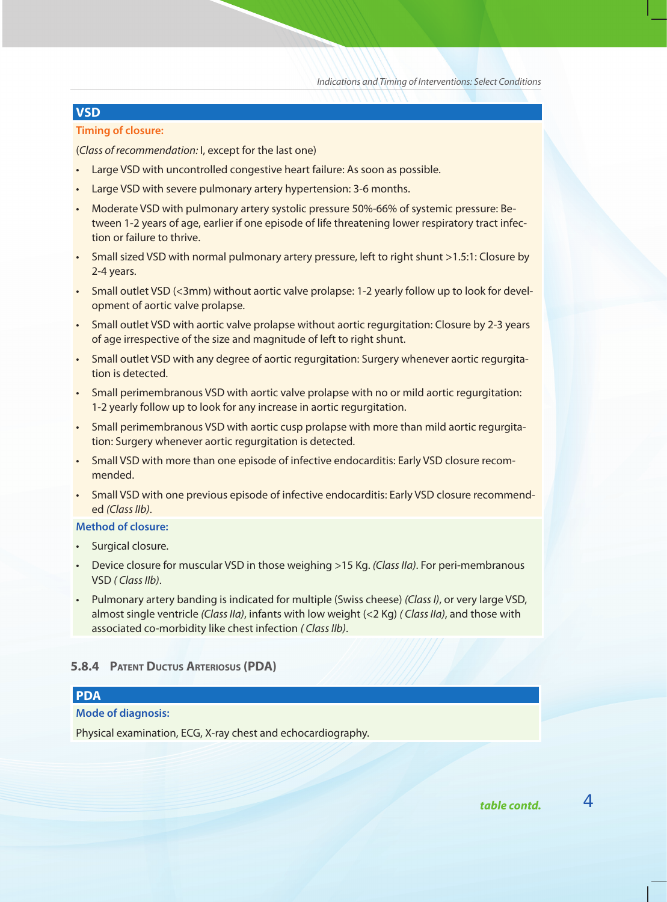## VSD

**Timing of closure:**

(*Class of recommendation:* I, except for the last one)

- Large VSD with uncontrolled congestive heart failure: As soon as possible.
- Large VSD with severe pulmonary artery hypertension: 3-6 months.
- Moderate VSD with pulmonary artery systolic pressure 50%-66% of systemic pressure: Between 1-2 years of age, earlier if one episode of life threatening lower respiratory tract infection or failure to thrive.
- Small sized VSD with normal pulmonary artery pressure, left to right shunt >1.5:1: Closure by 2-4 years.
- Small outlet VSD (<3mm) without aortic valve prolapse: 1-2 yearly follow up to look for development of aortic valve prolapse.
- Small outlet VSD with aortic valve prolapse without aortic regurgitation: Closure by 2-3 years of age irrespective of the size and magnitude of left to right shunt.
- Small outlet VSD with any degree of aortic regurgitation: Surgery whenever aortic regurgitation is detected.
- Small perimembranous VSD with aortic valve prolapse with no or mild aortic regurgitation: 1-2 yearly follow up to look for any increase in aortic regurgitation.
- Small perimembranous VSD with aortic cusp prolapse with more than mild aortic regurgitation: Surgery whenever aortic regurgitation is detected.
- Small VSD with more than one episode of infective endocarditis: Early VSD closure recommended.
- Small VSD with one previous episode of infective endocarditis: Early VSD closure recommended *(Class IIb)*.

**Method of closure:**

- Surgical closure.
- Device closure for muscular VSD in those weighing >15 Kg. *(Class IIa)*. For peri-membranous VSD *( Class IIb)*.
- Pulmonary artery banding is indicated for multiple (Swiss cheese) *(Class I)*, or very large VSD, almost single ventricle *(Class IIa)*, infants with low weight (<2 Kg) *( Class IIa)*, and those with associated co-morbidity like chest infection *( Class IIb)*.

### 5.8.4 Patent Ductus Arteriosus (PDA)

## PDA

**Mode of diagnosis:**

Physical examination, ECG, X-ray chest and echocardiography.

*table contd.*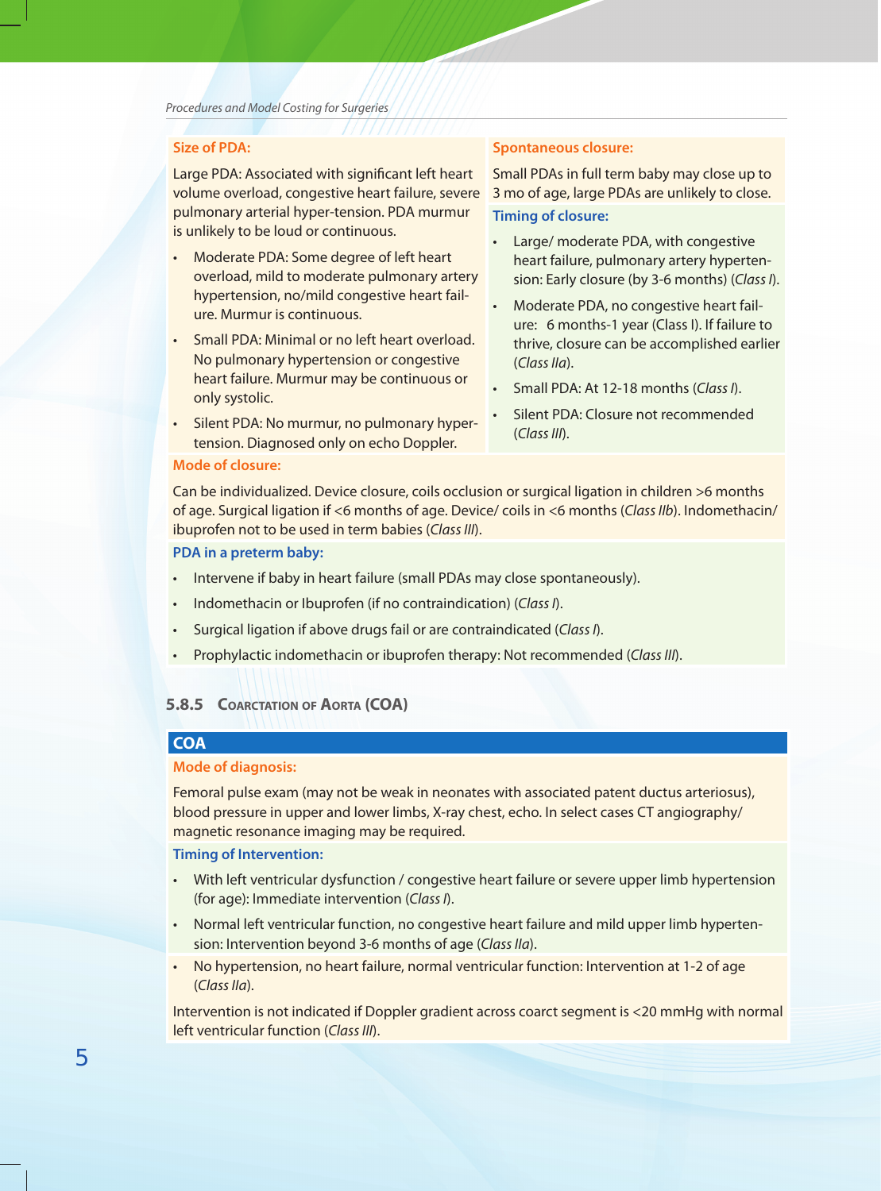**Size of PDA:**

Large PDA: Associated with significant left heart volume overload, congestive heart failure, severe pulmonary arterial hyper-tension. PDA murmur is unlikely to be loud or continuous.

- Moderate PDA: Some degree of left heart overload, mild to moderate pulmonary artery hypertension, no/mild congestive heart failure. Murmur is continuous.
- Small PDA: Minimal or no left heart overload. No pulmonary hypertension or congestive heart failure. Murmur may be continuous or only systolic.
- Silent PDA: No murmur, no pulmonary hypertension. Diagnosed only on echo Doppler.

**Spontaneous closure:**

Small PDAs in full term baby may close up to 3 mo of age, large PDAs are unlikely to close.

**Timing of closure:**

- Large/ moderate PDA, with congestive heart failure, pulmonary artery hypertension: Early closure (by 3-6 months) (*Class I*).
- Moderate PDA, no congestive heart failure: 6 months-1 year (Class I). If failure to thrive, closure can be accomplished earlier (*Class IIa*).
- Small PDA: At 12-18 months (*Class I*).
- Silent PDA: Closure not recommended (*Class III*).

**Mode of closure:**

Can be individualized. Device closure, coils occlusion or surgical ligation in children >6 months of age. Surgical ligation if <6 months of age. Device/ coils in <6 months (*Class IIb*). Indomethacin/ ibuprofen not to be used in term babies (*Class III*).

**PDA in a preterm baby:**

- Intervene if baby in heart failure (small PDAs may close spontaneously).
- Indomethacin or Ibuprofen (if no contraindication) (*Class I*).
- Surgical ligation if above drugs fail or are contraindicated (*Class I*).
- Prophylactic indomethacin or ibuprofen therapy: Not recommended (*Class III*).

### 5.8.5 Coarctation of Aorta (COA)

## COA

**Mode of diagnosis:**

Femoral pulse exam (may not be weak in neonates with associated patent ductus arteriosus), blood pressure in upper and lower limbs, X-ray chest, echo. In select cases CT angiography/ magnetic resonance imaging may be required.

**Timing of Intervention:**

- With left ventricular dysfunction / congestive heart failure or severe upper limb hypertension (for age): Immediate intervention (*Class I*).
- Normal left ventricular function, no congestive heart failure and mild upper limb hypertension: Intervention beyond 3-6 months of age (*Class IIa*).
- No hypertension, no heart failure, normal ventricular function: Intervention at 1-2 of age (*Class IIa*).

Intervention is not indicated if Doppler gradient across coarct segment is <20 mmHg with normal left ventricular function (*Class III*).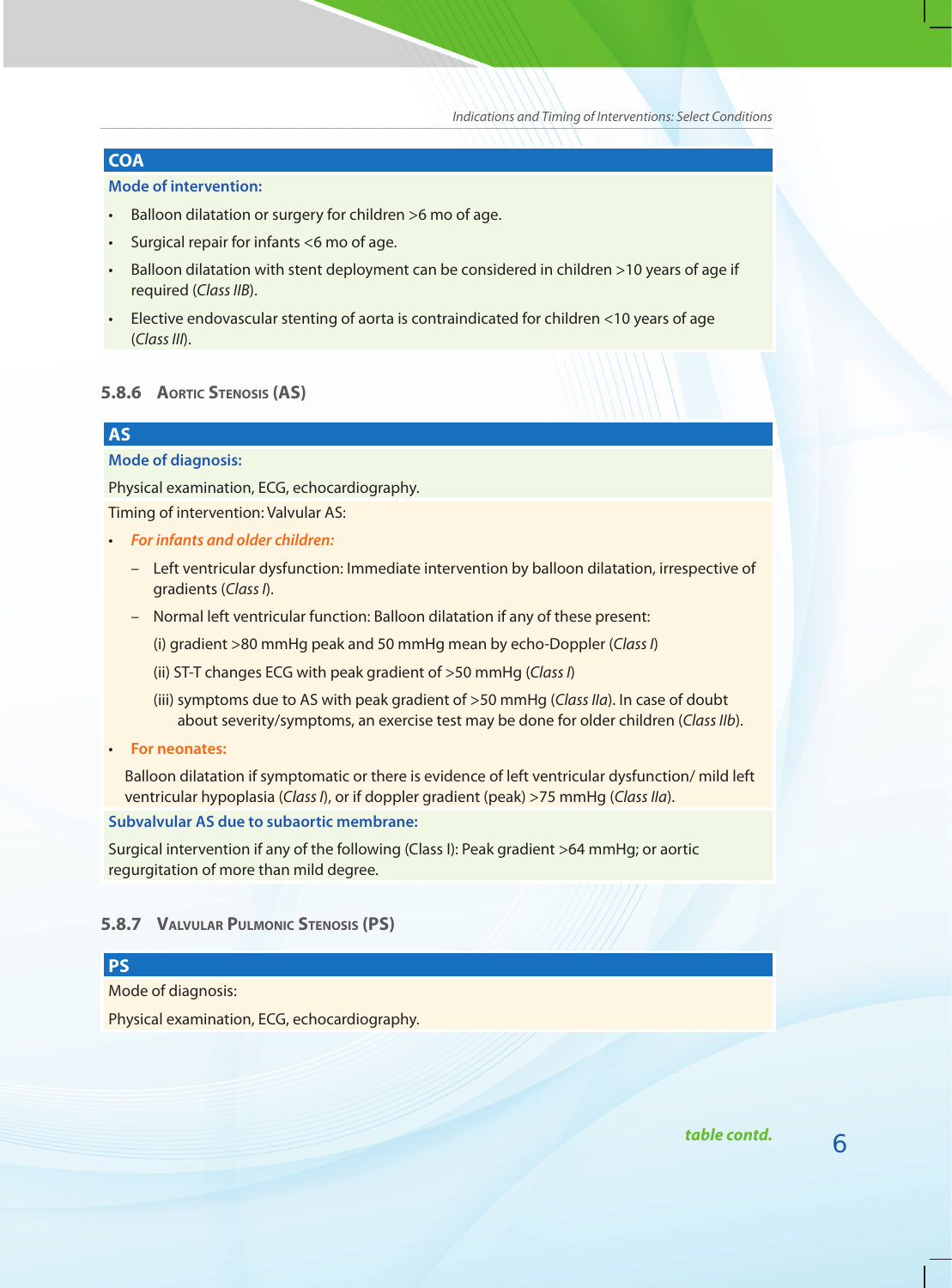**COA**

**Mode of intervention:**

- Balloon dilatation or surgery for children >6 mo of age.
- Surgical repair for infants <6 mo of age.
- Balloon dilatation with stent deployment can be considered in children >10 years of age if required (*Class IIB*).
- Elective endovascular stenting of aorta is contraindicated for children <10 years of age (*Class III*).

### 5.8.6 Aortic Stenosis (AS)

**AS**

**Mode of diagnosis:**

Physical examination, ECG, echocardiography.

Timing of intervention: Valvular AS:

- ***For infants and older children:***
  - Left ventricular dysfunction: Immediate intervention by balloon dilatation, irrespective of gradients (*Class I*).
  - Normal left ventricular function: Balloon dilatation if any of these present:
    
    (i) gradient >80 mmHg peak and 50 mmHg mean by echo-Doppler (*Class I*)
    
    (ii) ST-T changes ECG with peak gradient of >50 mmHg (*Class I*)
    
    (iii) symptoms due to AS with peak gradient of >50 mmHg (*Class IIa*). In case of doubt about severity/symptoms, an exercise test may be done for older children (*Class IIb*).
- **For neonates:**

  Balloon dilatation if symptomatic or there is evidence of left ventricular dysfunction/ mild left ventricular hypoplasia (*Class I*), or if doppler gradient (peak) >75 mmHg (*Class IIa*).

**Subvalvular AS due to subaortic membrane:**

Surgical intervention if any of the following (Class I): Peak gradient >64 mmHg; or aortic regurgitation of more than mild degree.

### 5.8.7 Valvular Pulmonic Stenosis (PS)

**PS**

Mode of diagnosis:

Physical examination, ECG, echocardiography.

*table contd.*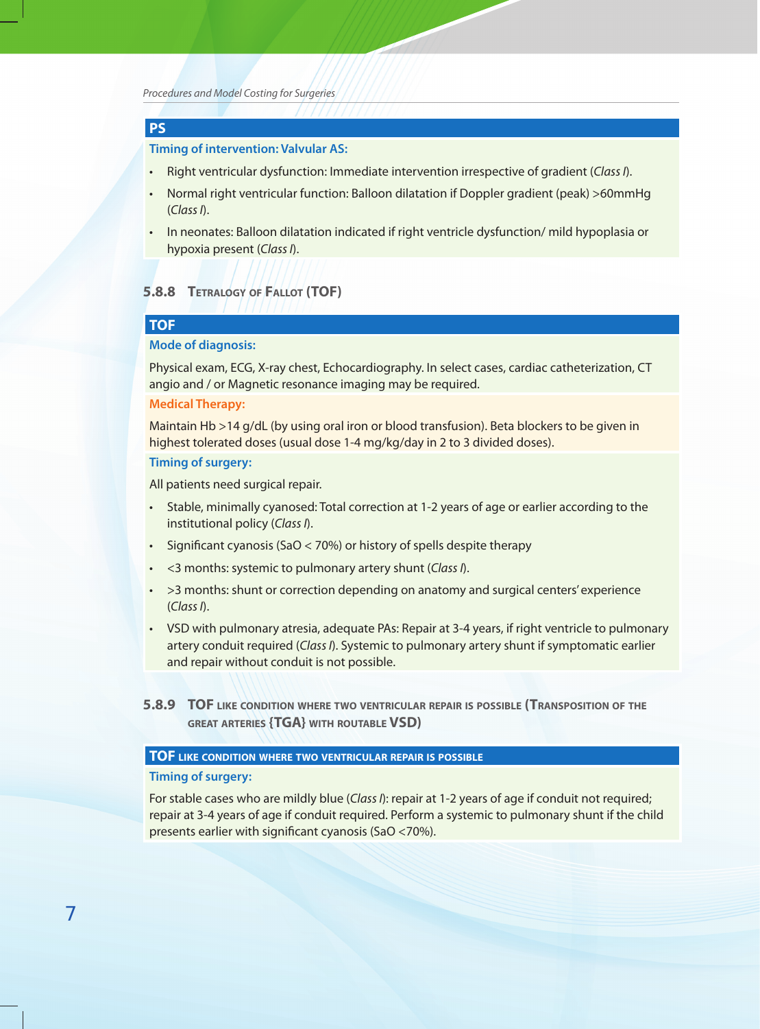**PS**

**Timing of intervention: Valvular AS:**

- Right ventricular dysfunction: Immediate intervention irrespective of gradient (*Class I*).
- Normal right ventricular function: Balloon dilatation if Doppler gradient (peak) >60mmHg (*Class I*).
- In neonates: Balloon dilatation indicated if right ventricle dysfunction/ mild hypoplasia or hypoxia present (*Class I*).

### 5.8.8 Tetralogy of Fallot (TOF)

**TOF**

**Mode of diagnosis:**

Physical exam, ECG, X-ray chest, Echocardiography. In select cases, cardiac catheterization, CT angio and / or Magnetic resonance imaging may be required.

**Medical Therapy:**

Maintain Hb >14 g/dL (by using oral iron or blood transfusion). Beta blockers to be given in highest tolerated doses (usual dose 1-4 mg/kg/day in 2 to 3 divided doses).

**Timing of surgery:**

All patients need surgical repair.

- Stable, minimally cyanosed: Total correction at 1-2 years of age or earlier according to the institutional policy (*Class I*).
- Significant cyanosis (SaO < 70%) or history of spells despite therapy
- <3 months: systemic to pulmonary artery shunt (*Class I*).
- >3 months: shunt or correction depending on anatomy and surgical centers' experience (*Class I*).
- VSD with pulmonary atresia, adequate PAs: Repair at 3-4 years, if right ventricle to pulmonary artery conduit required (*Class I*). Systemic to pulmonary artery shunt if symptomatic earlier and repair without conduit is not possible.

### 5.8.9 TOF like condition where two ventricular repair is possible (Transposition of the great arteries {TGA} with routable VSD)

**TOF like condition where two ventricular repair is possible**

**Timing of surgery:**

For stable cases who are mildly blue (*Class I*): repair at 1-2 years of age if conduit not required; repair at 3-4 years of age if conduit required. Perform a systemic to pulmonary shunt if the child presents earlier with significant cyanosis (SaO <70%).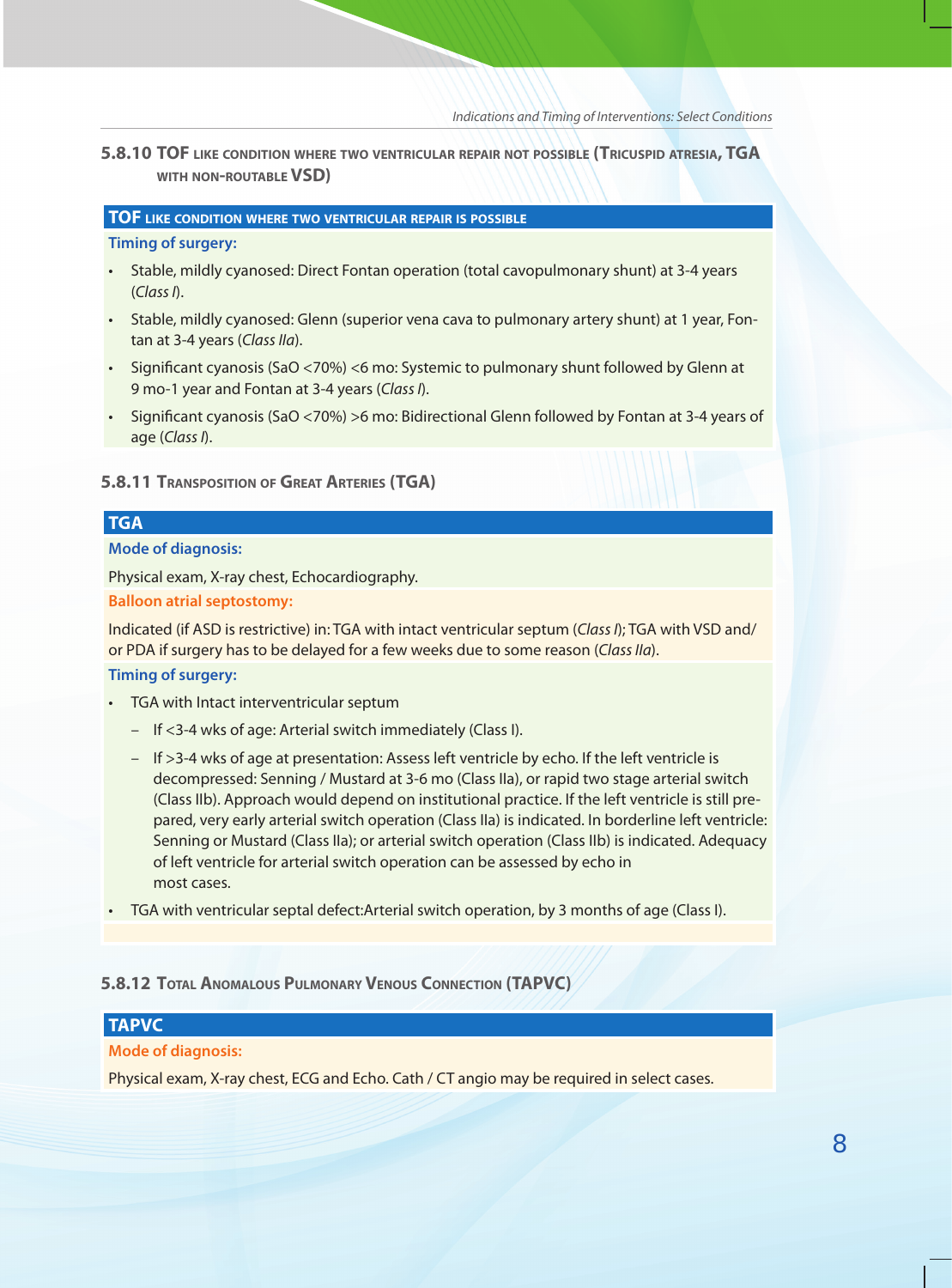### 5.8.10 TOF like condition where two ventricular repair not possible (Tricuspid atresia, TGA with non-routable VSD)

**TOF like condition where two ventricular repair is possible**

**Timing of surgery:**

- Stable, mildly cyanosed: Direct Fontan operation (total cavopulmonary shunt) at 3-4 years (*Class I*).
- Stable, mildly cyanosed: Glenn (superior vena cava to pulmonary artery shunt) at 1 year, Fontan at 3-4 years (*Class IIa*).
- Significant cyanosis (SaO <70%) <6 mo: Systemic to pulmonary shunt followed by Glenn at 9 mo-1 year and Fontan at 3-4 years (*Class I*).
- Significant cyanosis (SaO <70%) >6 mo: Bidirectional Glenn followed by Fontan at 3-4 years of age (*Class I*).

### 5.8.11 Transposition of Great Arteries (TGA)

**TGA**

**Mode of diagnosis:**

Physical exam, X-ray chest, Echocardiography.

**Balloon atrial septostomy:**

Indicated (if ASD is restrictive) in: TGA with intact ventricular septum (*Class I*); TGA with VSD and/or PDA if surgery has to be delayed for a few weeks due to some reason (*Class IIa*).

**Timing of surgery:**

- TGA with Intact interventricular septum
  - If <3-4 wks of age: Arterial switch immediately (Class I).
  - If >3-4 wks of age at presentation: Assess left ventricle by echo. If the left ventricle is decompressed: Senning / Mustard at 3-6 mo (Class IIa), or rapid two stage arterial switch (Class IIb). Approach would depend on institutional practice. If the left ventricle is still prepared, very early arterial switch operation (Class IIa) is indicated. In borderline left ventricle: Senning or Mustard (Class IIa); or arterial switch operation (Class IIb) is indicated. Adequacy of left ventricle for arterial switch operation can be assessed by echo in most cases.
- TGA with ventricular septal defect:Arterial switch operation, by 3 months of age (Class I).

### 5.8.12 Total Anomalous Pulmonary Venous Connection (TAPVC)

**TAPVC**

**Mode of diagnosis:**

Physical exam, X-ray chest, ECG and Echo. Cath / CT angio may be required in select cases.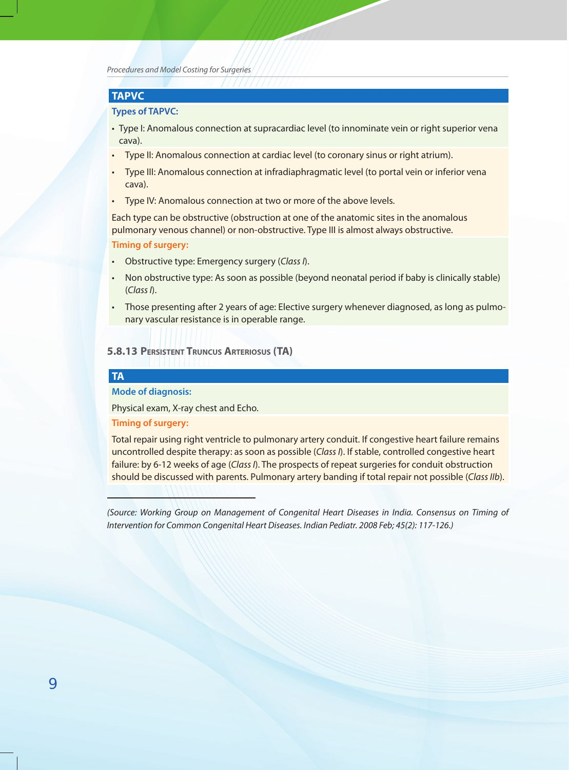### TAPVC

**Types of TAPVC:**

- Type I: Anomalous connection at supracardiac level (to innominate vein or right superior vena cava).
- Type II: Anomalous connection at cardiac level (to coronary sinus or right atrium).
- Type III: Anomalous connection at infradiaphragmatic level (to portal vein or inferior vena cava).
- Type IV: Anomalous connection at two or more of the above levels.

Each type can be obstructive (obstruction at one of the anatomic sites in the anomalous pulmonary venous channel) or non-obstructive. Type III is almost always obstructive.

**Timing of surgery:**

- Obstructive type: Emergency surgery (*Class I*).
- Non obstructive type: As soon as possible (beyond neonatal period if baby is clinically stable) (*Class I*).
- Those presenting after 2 years of age: Elective surgery whenever diagnosed, as long as pulmonary vascular resistance is in operable range.

## 5.8.13 Persistent Truncus Arteriosus (TA)

### TA

**Mode of diagnosis:**

Physical exam, X-ray chest and Echo.

**Timing of surgery:**

Total repair using right ventricle to pulmonary artery conduit. If congestive heart failure remains uncontrolled despite therapy: as soon as possible (*Class I*). If stable, controlled congestive heart failure: by 6-12 weeks of age (*Class I*). The prospects of repeat surgeries for conduit obstruction should be discussed with parents. Pulmonary artery banding if total repair not possible (*Class IIb*).

---

*(Source: Working Group on Management of Congenital Heart Diseases in India. Consensus on Timing of Intervention for Common Congenital Heart Diseases. Indian Pediatr. 2008 Feb; 45(2): 117-126.)*